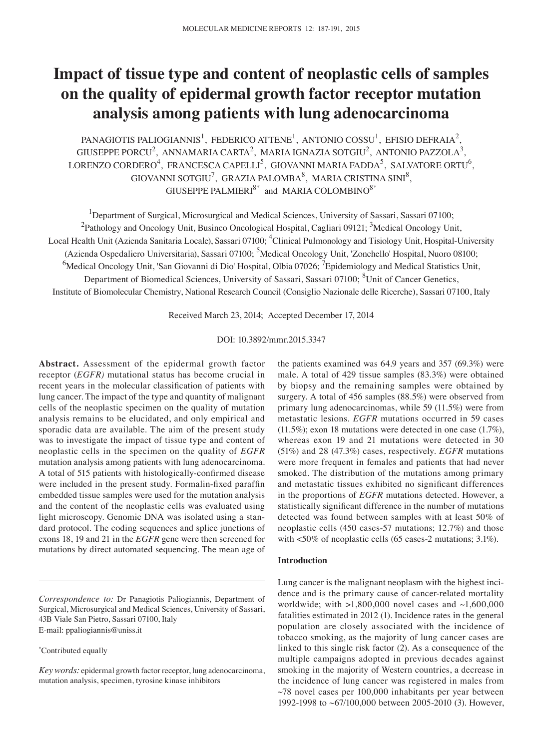# Impact of tissue type and content of neoplastic cells of samples on the quality of epidermal growth factor receptor mutation analysis among patients with lung adenocarcinoma

PANAGIOTIS PALIOGIANNIS[1], FEDERICO ATTENE[1], ANTONIO COSSU[1], EFISIO DEFRAIA[2], GIUSEPPE PORCU[2], ANNAMARIA CARTA[2], MARIA IGNAZIA SOTGIU[2], ANTONIO PAZZOLA[3], LORENZO CORDERO[4], FRANCESCA CAPELLI[5], GIOVANNI MARIA FADDA[5], SALVATORE ORTU[6], GIOVANNI SOTGIU[7], GRAZIA PALOMBA[8], MARIA CRISTINA SINI[8], GIUSEPPE PALMIERI[8*] and MARIA COLOMBINO[8*]

[1]Department of Surgical, Microsurgical and Medical Sciences, University of Sassari, Sassari 07100; [2]Pathology and Oncology Unit, Businco Oncological Hospital, Cagliari 09121; [3]Medical Oncology Unit, Local Health Unit (Azienda Sanitaria Locale), Sassari 07100; [4]Clinical Pulmonology and Tisiology Unit, Hospital-University (Azienda Ospedaliero Universitaria), Sassari 07100; [5]Medical Oncology Unit, 'Zonchello' Hospital, Nuoro 08100; [6]Medical Oncology Unit, 'San Giovanni di Dio' Hospital, Olbia 07026; [7]Epidemiology and Medical Statistics Unit, Department of Biomedical Sciences, University of Sassari, Sassari 07100; [8]Unit of Cancer Genetics, Institute of Biomolecular Chemistry, National Research Council (Consiglio Nazionale delle Ricerche), Sassari 07100, Italy

Received March 23, 2014; Accepted December 17, 2014

DOI: 10.3892/mmr.2015.3347

**Abstract.** Assessment of the epidermal growth factor receptor (*EGFR)* mutational status has become crucial in recent years in the molecular classification of patients with lung cancer. The impact of the type and quantity of malignant cells of the neoplastic specimen on the quality of mutation analysis remains to be elucidated, and only empirical and sporadic data are available. The aim of the present study was to investigate the impact of tissue type and content of neoplastic cells in the specimen on the quality of *EGFR* mutation analysis among patients with lung adenocarcinoma. A total of 515 patients with histologically-confirmed disease were included in the present study. Formalin-fixed paraffin embedded tissue samples were used for the mutation analysis and the content of the neoplastic cells was evaluated using light microscopy. Genomic DNA was isolated using a standard protocol. The coding sequences and splice junctions of exons 18, 19 and 21 in the *EGFR* gene were then screened for mutations by direct automated sequencing. The mean age of the patients examined was 64.9 years and 357 (69.3%) were male. A total of 429 tissue samples (83.3%) were obtained by biopsy and the remaining samples were obtained by surgery. A total of 456 samples (88.5%) were observed from primary lung adenocarcinomas, while 59 (11.5%) were from metastatic lesions. *EGFR* mutations occurred in 59 cases (11.5%); exon 18 mutations were detected in one case (1.7%), whereas exon 19 and 21 mutations were detected in 30 (51%) and 28 (47.3%) cases, respectively. *EGFR* mutations were more frequent in females and patients that had never smoked. The distribution of the mutations among primary and metastatic tissues exhibited no significant differences in the proportions of *EGFR* mutations detected. However, a statistically significant difference in the number of mutations detected was found between samples with at least 50% of neoplastic cells (450 cases-57 mutations; 12.7%) and those with <50% of neoplastic cells (65 cases-2 mutations; 3.1%).

*Correspondence to:* Dr Panagiotis Paliogiannis, Department of Surgical, Microsurgical and Medical Sciences, University of Sassari, 43B Viale San Pietro, Sassari 07100, Italy
E-mail: ppaliogiannis@uniss.it

*Contributed equally

*Key words:* epidermal growth factor receptor, lung adenocarcinoma, mutation analysis, specimen, tyrosine kinase inhibitors

## Introduction

Lung cancer is the malignant neoplasm with the highest incidence and is the primary cause of cancer-related mortality worldwide; with >1,800,000 novel cases and ~1,600,000 fatalities estimated in 2012 (1). Incidence rates in the general population are closely associated with the incidence of tobacco smoking, as the majority of lung cancer cases are linked to this single risk factor (2). As a consequence of the multiple campaigns adopted in previous decades against smoking in the majority of Western countries, a decrease in the incidence of lung cancer was registered in males from ~78 novel cases per 100,000 inhabitants per year between 1992-1998 to ~67/100,000 between 2005-2010 (3). However,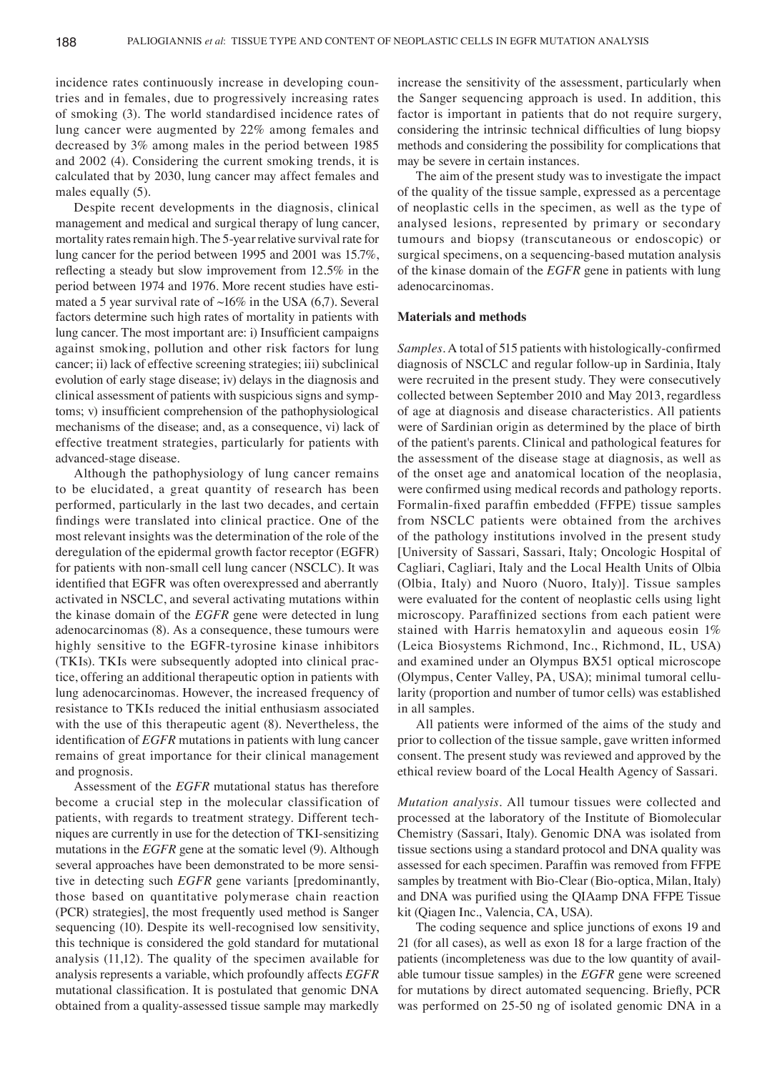incidence rates continuously increase in developing countries and in females, due to progressively increasing rates of smoking (3). The world standardised incidence rates of lung cancer were augmented by 22% among females and decreased by 3% among males in the period between 1985 and 2002 (4). Considering the current smoking trends, it is calculated that by 2030, lung cancer may affect females and males equally (5).

Despite recent developments in the diagnosis, clinical management and medical and surgical therapy of lung cancer, mortality rates remain high. The 5-year relative survival rate for lung cancer for the period between 1995 and 2001 was 15.7%, reflecting a steady but slow improvement from 12.5% in the period between 1974 and 1976. More recent studies have estimated a 5 year survival rate of ~16% in the USA (6,7). Several factors determine such high rates of mortality in patients with lung cancer. The most important are: i) Insufficient campaigns against smoking, pollution and other risk factors for lung cancer; ii) lack of effective screening strategies; iii) subclinical evolution of early stage disease; iv) delays in the diagnosis and clinical assessment of patients with suspicious signs and symptoms; v) insufficient comprehension of the pathophysiological mechanisms of the disease; and, as a consequence, vi) lack of effective treatment strategies, particularly for patients with advanced-stage disease.

Although the pathophysiology of lung cancer remains to be elucidated, a great quantity of research has been performed, particularly in the last two decades, and certain findings were translated into clinical practice. One of the most relevant insights was the determination of the role of the deregulation of the epidermal growth factor receptor (EGFR) for patients with non-small cell lung cancer (NSCLC). It was identified that EGFR was often overexpressed and aberrantly activated in NSCLC, and several activating mutations within the kinase domain of the *EGFR* gene were detected in lung adenocarcinomas (8). As a consequence, these tumours were highly sensitive to the EGFR-tyrosine kinase inhibitors (TKIs). TKIs were subsequently adopted into clinical practice, offering an additional therapeutic option in patients with lung adenocarcinomas. However, the increased frequency of resistance to TKIs reduced the initial enthusiasm associated with the use of this therapeutic agent (8). Nevertheless, the identification of *EGFR* mutations in patients with lung cancer remains of great importance for their clinical management and prognosis.

Assessment of the *EGFR* mutational status has therefore become a crucial step in the molecular classification of patients, with regards to treatment strategy. Different techniques are currently in use for the detection of TKI-sensitizing mutations in the *EGFR* gene at the somatic level (9). Although several approaches have been demonstrated to be more sensitive in detecting such *EGFR* gene variants [predominantly, those based on quantitative polymerase chain reaction (PCR) strategies], the most frequently used method is Sanger sequencing (10). Despite its well-recognised low sensitivity, this technique is considered the gold standard for mutational analysis (11,12). The quality of the specimen available for analysis represents a variable, which profoundly affects *EGFR* mutational classification. It is postulated that genomic DNA obtained from a quality-assessed tissue sample may markedly increase the sensitivity of the assessment, particularly when the Sanger sequencing approach is used. In addition, this factor is important in patients that do not require surgery, considering the intrinsic technical difficulties of lung biopsy methods and considering the possibility for complications that may be severe in certain instances.

The aim of the present study was to investigate the impact of the quality of the tissue sample, expressed as a percentage of neoplastic cells in the specimen, as well as the type of analysed lesions, represented by primary or secondary tumours and biopsy (transcutaneous or endoscopic) or surgical specimens, on a sequencing-based mutation analysis of the kinase domain of the *EGFR* gene in patients with lung adenocarcinomas.

## Materials and methods

*Samples.* A total of 515 patients with histologically-confirmed diagnosis of NSCLC and regular follow-up in Sardinia, Italy were recruited in the present study. They were consecutively collected between September 2010 and May 2013, regardless of age at diagnosis and disease characteristics. All patients were of Sardinian origin as determined by the place of birth of the patient's parents. Clinical and pathological features for the assessment of the disease stage at diagnosis, as well as of the onset age and anatomical location of the neoplasia, were confirmed using medical records and pathology reports. Formalin-fixed paraffin embedded (FFPE) tissue samples from NSCLC patients were obtained from the archives of the pathology institutions involved in the present study [University of Sassari, Sassari, Italy; Oncologic Hospital of Cagliari, Cagliari, Italy and the Local Health Units of Olbia (Olbia, Italy) and Nuoro (Nuoro, Italy)]. Tissue samples were evaluated for the content of neoplastic cells using light microscopy. Paraffinized sections from each patient were stained with Harris hematoxylin and aqueous eosin 1% (Leica Biosystems Richmond, Inc., Richmond, IL, USA) and examined under an Olympus BX51 optical microscope (Olympus, Center Valley, PA, USA); minimal tumoral cellularity (proportion and number of tumor cells) was established in all samples.

All patients were informed of the aims of the study and prior to collection of the tissue sample, gave written informed consent. The present study was reviewed and approved by the ethical review board of the Local Health Agency of Sassari.

*Mutation analysis.* All tumour tissues were collected and processed at the laboratory of the Institute of Biomolecular Chemistry (Sassari, Italy). Genomic DNA was isolated from tissue sections using a standard protocol and DNA quality was assessed for each specimen. Paraffin was removed from FFPE samples by treatment with Bio-Clear (Bio-optica, Milan, Italy) and DNA was purified using the QIAamp DNA FFPE Tissue kit (Qiagen Inc., Valencia, CA, USA).

The coding sequence and splice junctions of exons 19 and 21 (for all cases), as well as exon 18 for a large fraction of the patients (incompleteness was due to the low quantity of available tumour tissue samples) in the *EGFR* gene were screened for mutations by direct automated sequencing. Briefly, PCR was performed on 25-50 ng of isolated genomic DNA in a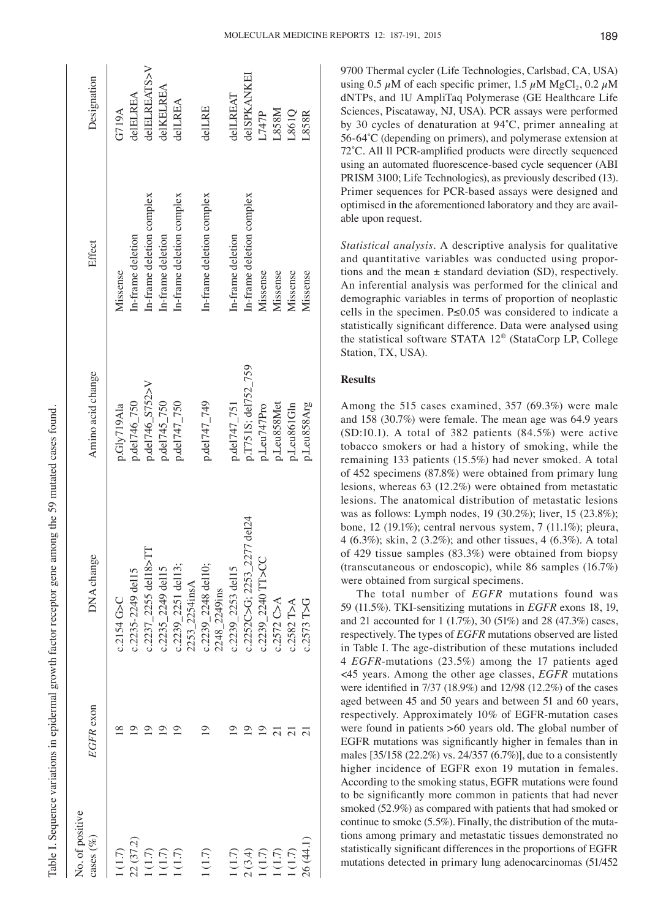Table I. Sequence variations in epidermal growth factor receptor gene among the 59 mutated cases found.

| No. of positive cases (%) | *EGFR* exon | DNA change | Amino acid change | Effect | Designation |
|---|---|---|---|---|---|
| 1 (1.7) | 18 | c.2154 G>C | p.Gly719Ala | Missense | G719A |
| 22 (37.2) | 19 | c.2235-2249 del15 | p.del746_750 | In-frame deletion | delELREA |
| 1 (1.7) | 19 | c.2237_2255 del18>TT | p.del746_S752>V | In-frame deletion complex | delELREATS>V |
| 1 (1.7) | 19 | c.2235_2249 del15 | p.del745_750 | In-frame deletion | delKELREA |
| 1 (1.7) | 19 | c.2239_2251 del13; 2253_2254insA | p.del747_750 | In-frame deletion complex | delLREA |
| 1 (1.7) | 19 | c.2239_2248 del10; 2248_2249ins | p.del747_749 | In-frame deletion complex | delLRE |
| 1 (1.7) | 19 | c.2239_2253 del15 | p.del747_751 | In-frame deletion | delLREAT |
| 2 (3.4) | 19 | c.2252C>G; 2253_2277 del24 | p.T751S; del752_759 | In-frame deletion complex | delSPKANKEI |
| 1 (1.7) | 19 | c.2239_2240 TT>CC | p.Leu747Pro | Missense | L747P |
| 1 (1.7) | 21 | c.2572 C>A | p.Leu858Met | Missense | L858M |
| 1 (1.7) | 21 | c.2582 T>A | p.Leu861Gln | Missense | L861Q |
| 26 (44.1) | 21 | c.2573 T>G | p.Leu858Arg | Missense | L858R |

9700 Thermal cycler (Life Technologies, Carlsbad, CA, USA) using 0.5 $\mu$M of each specific primer, 1.5 $\mu$M $MgCl_2$, 0.2 $\mu$M dNTPs, and 1U AmpliTaq Polymerase (GE Healthcare Life Sciences, Piscataway, NJ, USA). PCR assays were performed by 30 cycles of denaturation at 94˚C, primer annealing at 56-64˚C (depending on primers), and polymerase extension at 72˚C. All ll PCR-amplified products were directly sequenced using an automated fluorescence-based cycle sequencer (ABI PRISM 3100; Life Technologies), as previously described (13). Primer sequences for PCR-based assays were designed and optimised in the aforementioned laboratory and they are available upon request.

*Statistical analysis.* A descriptive analysis for qualitative and quantitative variables was conducted using proportions and the mean ± standard deviation (SD), respectively. An inferential analysis was performed for the clinical and demographic variables in terms of proportion of neoplastic cells in the specimen. $P \leq 0.05$ was considered to indicate a statistically significant difference. Data were analysed using the statistical software STATA 12® (StataCorp LP, College Station, TX, USA).

## Results

Among the 515 cases examined, 357 (69.3%) were male and 158 (30.7%) were female. The mean age was 64.9 years (SD:10.1). A total of 382 patients (84.5%) were active tobacco smokers or had a history of smoking, while the remaining 133 patients (15.5%) had never smoked. A total of 452 specimens (87.8%) were obtained from primary lung lesions, whereas 63 (12.2%) were obtained from metastatic lesions. The anatomical distribution of metastatic lesions was as follows: Lymph nodes, 19 (30.2%); liver, 15 (23.8%); bone, 12 (19.1%); central nervous system, 7 (11.1%); pleura, 4 (6.3%); skin, 2 (3.2%); and other tissues, 4 (6.3%). A total of 429 tissue samples (83.3%) were obtained from biopsy (transcutaneous or endoscopic), while 86 samples (16.7%) were obtained from surgical specimens.

The total number of *EGFR* mutations found was 59 (11.5%). TKI-sensitizing mutations in *EGFR* exons 18, 19, and 21 accounted for 1 (1.7%), 30 (51%) and 28 (47.3%) cases, respectively. The types of *EGFR* mutations observed are listed in Table I. The age-distribution of these mutations included 4 *EGFR*-mutations (23.5%) among the 17 patients aged <45 years. Among the other age classes, *EGFR* mutations were identified in 7/37 (18.9%) and 12/98 (12.2%) of the cases aged between 45 and 50 years and between 51 and 60 years, respectively. Approximately 10% of EGFR-mutation cases were found in patients >60 years old. The global number of EGFR mutations was significantly higher in females than in males [35/158 (22.2%) vs. 24/357 (6.7%)], due to a consistently higher incidence of EGFR exon 19 mutation in females. According to the smoking status, EGFR mutations were found to be significantly more common in patients that had never smoked (52.9%) as compared with patients that had smoked or continue to smoke (5.5%). Finally, the distribution of the mutations among primary and metastatic tissues demonstrated no statistically significant differences in the proportions of EGFR mutations detected in primary lung adenocarcinomas (51/452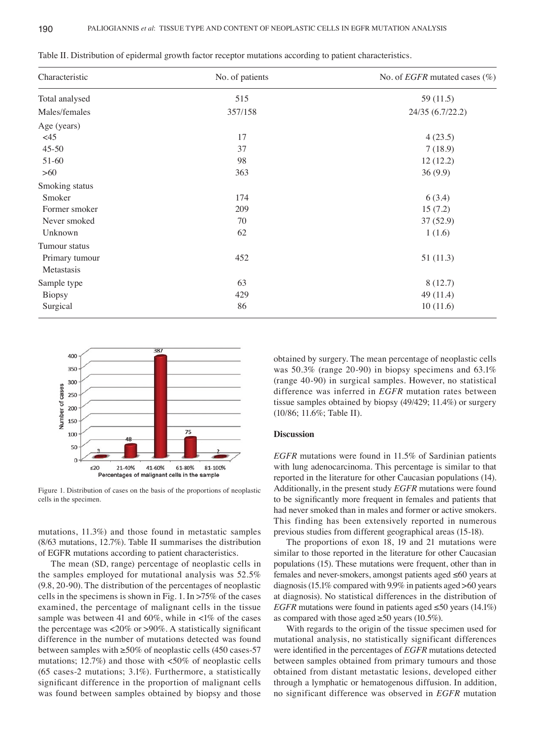Table II. Distribution of epidermal growth factor receptor mutations according to patient characteristics.

| Characteristic | No. of patients | No. of *EGFR* mutated cases (%) |
|---|---|---|
| Total analysed | 515 | 59 (11.5) |
| Males/females | 357/158 | 24/35 (6.7/22.2) |
| Age (years) | | |
| <45 | 17 | 4 (23.5) |
| 45-50 | 37 | 7 (18.9) |
| 51-60 | 98 | 12 (12.2) |
| >60 | 363 | 36 (9.9) |
| Smoking status | | |
| Smoker | 174 | 6 (3.4) |
| Former smoker | 209 | 15 (7.2) |
| Never smoked | 70 | 37 (52.9) |
| Unknown | 62 | 1 (1.6) |
| Tumour status | | |
| Primary tumour | 452 | 51 (11.3) |
| Metastasis | | |
| Sample type | 63 | 8 (12.7) |
| Biopsy | 429 | 49 (11.4) |
| Surgical | 86 | 10 (11.6) |

Figure 1. Distribution of cases on the basis of the proportions of neoplastic cells in the specimen.

mutations, 11.3%) and those found in metastatic samples (8/63 mutations, 12.7%). Table II summarises the distribution of EGFR mutations according to patient characteristics.

The mean (SD, range) percentage of neoplastic cells in the samples employed for mutational analysis was 52.5% (9.8, 20-90). The distribution of the percentages of neoplastic cells in the specimens is shown in Fig. 1. In >75% of the cases examined, the percentage of malignant cells in the tissue sample was between 41 and 60%, while in <1% of the cases the percentage was <20% or >90%. A statistically significant difference in the number of mutations detected was found between samples with ≥50% of neoplastic cells (450 cases-57 mutations; 12.7%) and those with <50% of neoplastic cells (65 cases-2 mutations; 3.1%). Furthermore, a statistically significant difference in the proportion of malignant cells was found between samples obtained by biopsy and those obtained by surgery. The mean percentage of neoplastic cells was 50.3% (range 20-90) in biopsy specimens and 63.1% (range 40-90) in surgical samples. However, no statistical difference was inferred in *EGFR* mutation rates between tissue samples obtained by biopsy (49/429; 11.4%) or surgery (10/86; 11.6%; Table II).

## Discussion

*EGFR* mutations were found in 11.5% of Sardinian patients with lung adenocarcinoma. This percentage is similar to that reported in the literature for other Caucasian populations (14). Additionally, in the present study *EGFR* mutations were found to be significantly more frequent in females and patients that had never smoked than in males and former or active smokers. This finding has been extensively reported in numerous previous studies from different geographical areas (15-18).

The proportions of exon 18, 19 and 21 mutations were similar to those reported in the literature for other Caucasian populations (15). These mutations were frequent, other than in females and never-smokers, amongst patients aged ≤60 years at diagnosis (15.1% compared with 9.9% in patients aged >60 years at diagnosis). No statistical differences in the distribution of *EGFR* mutations were found in patients aged ≤50 years (14.1%) as compared with those aged ≥50 years (10.5%).

With regards to the origin of the tissue specimen used for mutational analysis, no statistically significant differences were identified in the percentages of *EGFR* mutations detected between samples obtained from primary tumours and those obtained from distant metastatic lesions, developed either through a lymphatic or hematogenous diffusion. In addition, no significant difference was observed in *EGFR* mutation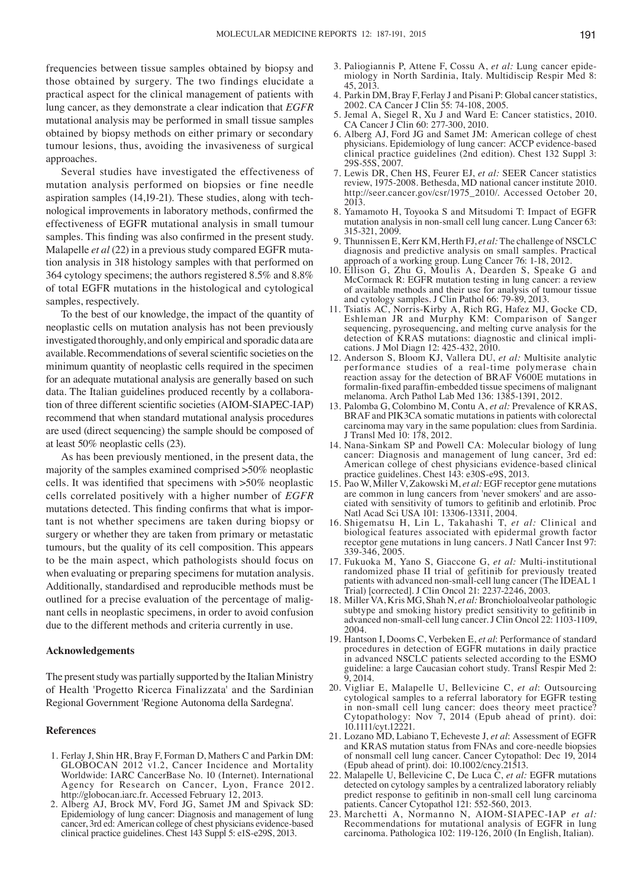frequencies between tissue samples obtained by biopsy and those obtained by surgery. The two findings elucidate a practical aspect for the clinical management of patients with lung cancer, as they demonstrate a clear indication that *EGFR* mutational analysis may be performed in small tissue samples obtained by biopsy methods on either primary or secondary tumour lesions, thus, avoiding the invasiveness of surgical approaches.

Several studies have investigated the effectiveness of mutation analysis performed on biopsies or fine needle aspiration samples (14,19-21). These studies, along with technological improvements in laboratory methods, confirmed the effectiveness of EGFR mutational analysis in small tumour samples. This finding was also confirmed in the present study. Malapelle *et al* (22) in a previous study compared EGFR mutation analysis in 318 histology samples with that performed on 364 cytology specimens; the authors registered 8.5% and 8.8% of total EGFR mutations in the histological and cytological samples, respectively.

To the best of our knowledge, the impact of the quantity of neoplastic cells on mutation analysis has not been previously investigated thoroughly, and only empirical and sporadic data are available. Recommendations of several scientific societies on the minimum quantity of neoplastic cells required in the specimen for an adequate mutational analysis are generally based on such data. The Italian guidelines produced recently by a collaboration of three different scientific societies (AIOM-SIAPEC-IAP) recommend that when standard mutational analysis procedures are used (direct sequencing) the sample should be composed of at least 50% neoplastic cells (23).

As has been previously mentioned, in the present data, the majority of the samples examined comprised >50% neoplastic cells. It was identified that specimens with >50% neoplastic cells correlated positively with a higher number of *EGFR* mutations detected. This finding confirms that what is important is not whether specimens are taken during biopsy or surgery or whether they are taken from primary or metastatic tumours, but the quality of its cell composition. This appears to be the main aspect, which pathologists should focus on when evaluating or preparing specimens for mutation analysis. Additionally, standardised and reproducible methods must be outlined for a precise evaluation of the percentage of malignant cells in neoplastic specimens, in order to avoid confusion due to the different methods and criteria currently in use.

## Acknowledgements

The present study was partially supported by the Italian Ministry of Health 'Progetto Ricerca Finalizzata' and the Sardinian Regional Government 'Regione Autonoma della Sardegna'.

## References

1. Ferlay J, Shin HR, Bray F, Forman D, Mathers C and Parkin DM: GLOBOCAN 2012 v1.2, Cancer Incidence and Mortality Worldwide: IARC CancerBase No. 10 (Internet). International Agency for Research on Cancer, Lyon, France 2012. http://globocan.iarc.fr. Accessed February 12, 2013.
2. Alberg AJ, Brock MV, Ford JG, Samet JM and Spivack SD: Epidemiology of lung cancer: Diagnosis and management of lung cancer, 3rd ed: American college of chest physicians evidence-based clinical practice guidelines. Chest 143 Suppl 5: e1S-e29S, 2013.
3. Paliogiannis P, Attene F, Cossu A, *et al:* Lung cancer epidemiology in North Sardinia, Italy. Multidiscip Respir Med 8: 45, 2013.
4. Parkin DM, Bray F, Ferlay J and Pisani P: Global cancer statistics, 2002. CA Cancer J Clin 55: 74-108, 2005.
5. Jemal A, Siegel R, Xu J and Ward E: Cancer statistics, 2010. CA Cancer J Clin 60: 277-300, 2010.
6. Alberg AJ, Ford JG and Samet JM: American college of chest physicians. Epidemiology of lung cancer: ACCP evidence-based clinical practice guidelines (2nd edition). Chest 132 Suppl 3: 29S-55S, 2007.
7. Lewis DR, Chen HS, Feurer EJ, *et al:* SEER Cancer statistics review, 1975-2008. Bethesda, MD national cancer institute 2010. http://seer.cancer.gov/csr/1975_2010/. Accessed October 20, 2013.
8. Yamamoto H, Toyooka S and Mitsudomi T: Impact of EGFR mutation analysis in non-small cell lung cancer. Lung Cancer 63: 315-321, 2009.
9. Thunnissen E, Kerr KM, Herth FJ, *et al:* The challenge of NSCLC diagnosis and predictive analysis on small samples. Practical approach of a working group. Lung Cancer 76: 1-18, 2012.
10. Ellison G, Zhu G, Moulis A, Dearden S, Speake G and McCormack R: EGFR mutation testing in lung cancer: a review of available methods and their use for analysis of tumour tissue and cytology samples. J Clin Pathol 66: 79-89, 2013.
11. Tsiatis AC, Norris-Kirby A, Rich RG, Hafez MJ, Gocke CD, Eshleman JR and Murphy KM: Comparison of Sanger sequencing, pyrosequencing, and melting curve analysis for the detection of KRAS mutations: diagnostic and clinical implications. J Mol Diagn 12: 425-432, 2010.
12. Anderson S, Bloom KJ, Vallera DU, *et al:* Multisite analytic performance studies of a real-time polymerase chain reaction assay for the detection of BRAF V600E mutations in formalin-fixed paraffin-embedded tissue specimens of malignant melanoma. Arch Pathol Lab Med 136: 1385-1391, 2012.
13. Palomba G, Colombino M, Contu A, *et al:* Prevalence of KRAS, BRAF and PIK3CA somatic mutations in patients with colorectal carcinoma may vary in the same population: clues from Sardinia. J Transl Med 10: 178, 2012.
14. Nana-Sinkam SP and Powell CA: Molecular biology of lung cancer: Diagnosis and management of lung cancer, 3rd ed: American college of chest physicians evidence-based clinical practice guidelines. Chest 143: e30S-e9S, 2013.
15. Pao W, Miller V, Zakowski M, *et al:* EGF receptor gene mutations are common in lung cancers from 'never smokers' and are associated with sensitivity of tumors to gefitinib and erlotinib. Proc Natl Acad Sci USA 101: 13306-13311, 2004.
16. Shigematsu H, Lin L, Takahashi T, *et al:* Clinical and biological features associated with epidermal growth factor receptor gene mutations in lung cancers. J Natl Cancer Inst 97: 339-346, 2005.
17. Fukuoka M, Yano S, Giaccone G, *et al:* Multi-institutional randomized phase II trial of gefitinib for previously treated patients with advanced non-small-cell lung cancer (The IDEAL 1 Trial) [corrected]. J Clin Oncol 21: 2237-2246, 2003.
18. Miller VA, Kris MG, Shah N, *et al:* Bronchioloalveolar pathologic subtype and smoking history predict sensitivity to gefitinib in advanced non-small-cell lung cancer. J Clin Oncol 22: 1103-1109, 2004.
19. Hantson I, Dooms C, Verbeken E, *et al*: Performance of standard procedures in detection of EGFR mutations in daily practice in advanced NSCLC patients selected according to the ESMO guideline: a large Caucasian cohort study. Transl Respir Med 2: 9, 2014.
20. Vigliar E, Malapelle U, Bellevicine C, *et al*: Outsourcing cytological samples to a referral laboratory for EGFR testing in non-small cell lung cancer: does theory meet practice? Cytopathology: Nov 7, 2014 (Epub ahead of print). doi: 10.1111/cyt.12221.
21. Lozano MD, Labiano T, Echeveste J, *et al*: Assessment of EGFR and KRAS mutation status from FNAs and core-needle biopsies of nonsmall cell lung cancer. Cancer Cytopathol: Dec 19, 2014 (Epub ahead of print). doi: 10.1002/cncy.21513.
22. Malapelle U, Bellevicine C, De Luca C, *et al:* EGFR mutations detected on cytology samples by a centralized laboratory reliably predict response to gefitinib in non-small cell lung carcinoma patients. Cancer Cytopathol 121: 552-560, 2013.
23. Marchetti A, Normanno N, AIOM-SIAPEC-IAP *et al:* Recommendations for mutational analysis of EGFR in lung carcinoma. Pathologica 102: 119-126, 2010 (In English, Italian).